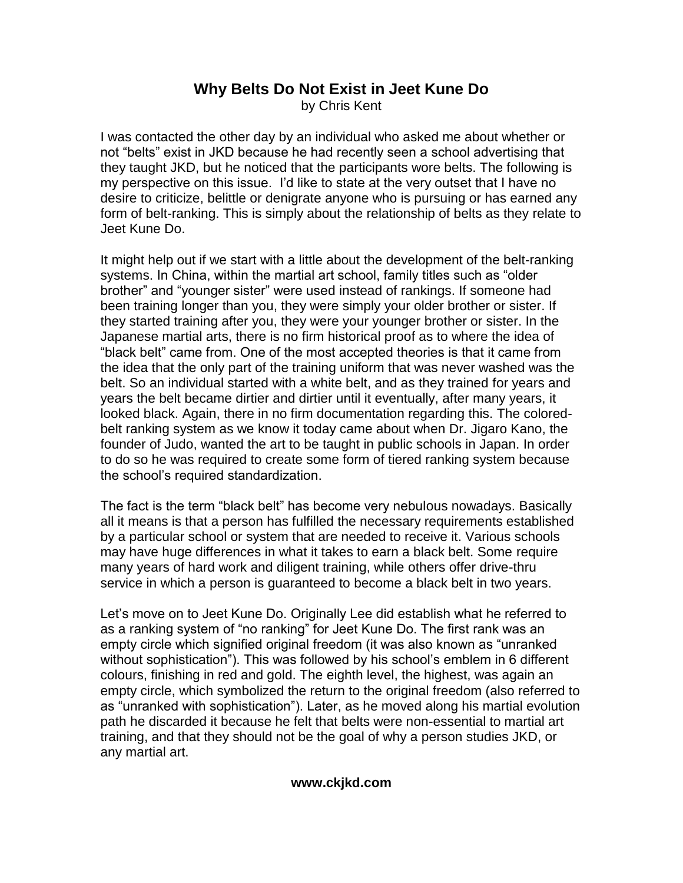# Why Belts Do Not Exist in Jeet Kune Do

by Chris Kent

I was contacted the other day by an individual who asked me about whether or not "belts" exist in JKD because he had recently seen a school advertising that they taught JKD, but he noticed that the participants wore belts. The following is my perspective on this issue. I'd like to state at the very outset that I have no desire to criticize, belittle or denigrate anyone who is pursuing or has earned any form of belt-ranking. This is simply about the relationship of belts as they relate to Jeet Kune Do.

It might help out if we start with a little about the development of the belt-ranking systems. In China, within the martial art school, family titles such as "older brother" and "younger sister" were used instead of rankings. If someone had been training longer than you, they were simply your older brother or sister. If they started training after you, they were your younger brother or sister. In the Japanese martial arts, there is no firm historical proof as to where the idea of "black belt" came from. One of the most accepted theories is that it came from the idea that the only part of the training uniform that was never washed was the belt. So an individual started with a white belt, and as they trained for years and years the belt became dirtier and dirtier until it eventually, after many years, it looked black. Again, there in no firm documentation regarding this. The colored-belt ranking system as we know it today came about when Dr. Jigaro Kano, the founder of Judo, wanted the art to be taught in public schools in Japan. In order to do so he was required to create some form of tiered ranking system because the school's required standardization.

The fact is the term "black belt" has become very nebulous nowadays. Basically all it means is that a person has fulfilled the necessary requirements established by a particular school or system that are needed to receive it. Various schools may have huge differences in what it takes to earn a black belt. Some require many years of hard work and diligent training, while others offer drive-thru service in which a person is guaranteed to become a black belt in two years.

Let's move on to Jeet Kune Do. Originally Lee did establish what he referred to as a ranking system of "no ranking" for Jeet Kune Do. The first rank was an empty circle which signified original freedom (it was also known as "unranked without sophistication"). This was followed by his school's emblem in 6 different colours, finishing in red and gold. The eighth level, the highest, was again an empty circle, which symbolized the return to the original freedom (also referred to as "unranked with sophistication"). Later, as he moved along his martial evolution path he discarded it because he felt that belts were non-essential to martial art training, and that they should not be the goal of why a person studies JKD, or any martial art.

**www.ckjkd.com**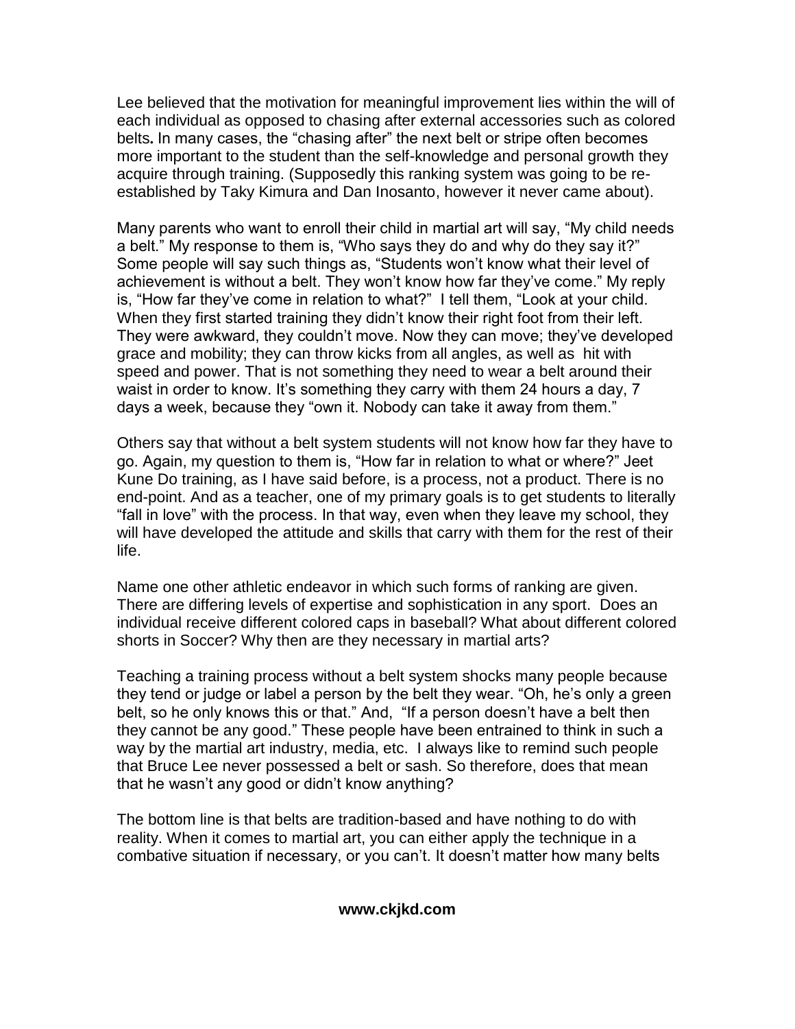Lee believed that the motivation for meaningful improvement lies within the will of each individual as opposed to chasing after external accessories such as colored belts**.** In many cases, the "chasing after" the next belt or stripe often becomes more important to the student than the self-knowledge and personal growth they acquire through training. (Supposedly this ranking system was going to be re-established by Taky Kimura and Dan Inosanto, however it never came about).

Many parents who want to enroll their child in martial art will say, "My child needs a belt." My response to them is, "Who says they do and why do they say it?" Some people will say such things as, "Students won't know what their level of achievement is without a belt. They won't know how far they've come." My reply is, "How far they've come in relation to what?" I tell them, "Look at your child. When they first started training they didn't know their right foot from their left. They were awkward, they couldn't move. Now they can move; they've developed grace and mobility; they can throw kicks from all angles, as well as hit with speed and power. That is not something they need to wear a belt around their waist in order to know. It's something they carry with them 24 hours a day, 7 days a week, because they "own it. Nobody can take it away from them."

Others say that without a belt system students will not know how far they have to go. Again, my question to them is, "How far in relation to what or where?" Jeet Kune Do training, as I have said before, is a process, not a product. There is no end-point. And as a teacher, one of my primary goals is to get students to literally "fall in love" with the process. In that way, even when they leave my school, they will have developed the attitude and skills that carry with them for the rest of their life.

Name one other athletic endeavor in which such forms of ranking are given. There are differing levels of expertise and sophistication in any sport. Does an individual receive different colored caps in baseball? What about different colored shorts in Soccer? Why then are they necessary in martial arts?

Teaching a training process without a belt system shocks many people because they tend or judge or label a person by the belt they wear. "Oh, he's only a green belt, so he only knows this or that." And, "If a person doesn't have a belt then they cannot be any good." These people have been entrained to think in such a way by the martial art industry, media, etc. I always like to remind such people that Bruce Lee never possessed a belt or sash. So therefore, does that mean that he wasn't any good or didn't know anything?

The bottom line is that belts are tradition-based and have nothing to do with reality. When it comes to martial art, you can either apply the technique in a combative situation if necessary, or you can't. It doesn't matter how many belts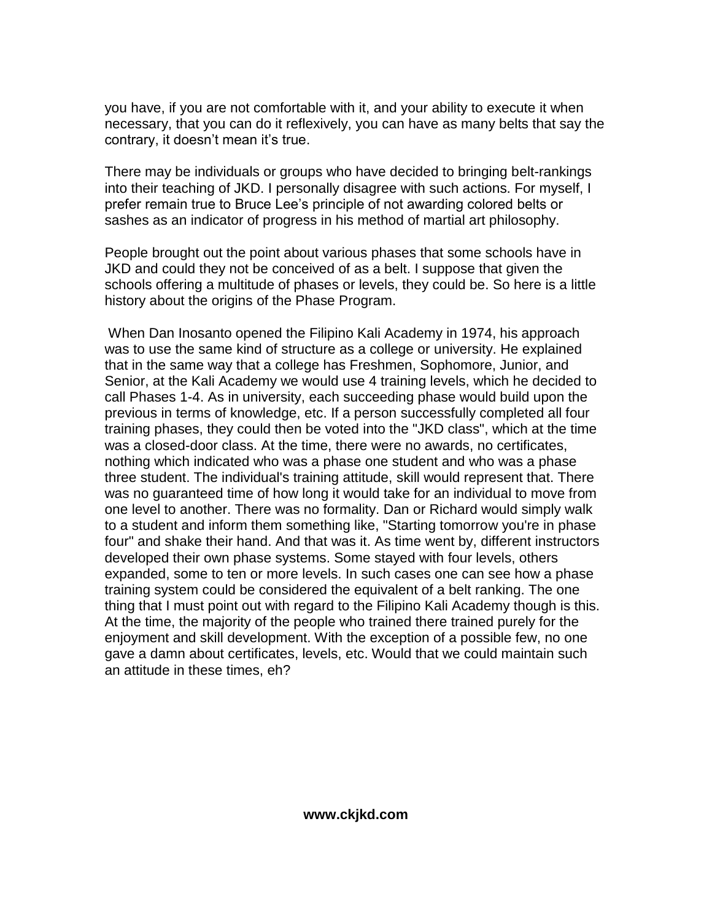you have, if you are not comfortable with it, and your ability to execute it when necessary, that you can do it reflexively, you can have as many belts that say the contrary, it doesn't mean it's true.

There may be individuals or groups who have decided to bringing belt-rankings into their teaching of JKD. I personally disagree with such actions. For myself, I prefer remain true to Bruce Lee's principle of not awarding colored belts or sashes as an indicator of progress in his method of martial art philosophy.

People brought out the point about various phases that some schools have in JKD and could they not be conceived of as a belt. I suppose that given the schools offering a multitude of phases or levels, they could be. So here is a little history about the origins of the Phase Program.

When Dan Inosanto opened the Filipino Kali Academy in 1974, his approach was to use the same kind of structure as a college or university. He explained that in the same way that a college has Freshmen, Sophomore, Junior, and Senior, at the Kali Academy we would use 4 training levels, which he decided to call Phases 1-4. As in university, each succeeding phase would build upon the previous in terms of knowledge, etc. If a person successfully completed all four training phases, they could then be voted into the "JKD class", which at the time was a closed-door class. At the time, there were no awards, no certificates, nothing which indicated who was a phase one student and who was a phase three student. The individual's training attitude, skill would represent that. There was no guaranteed time of how long it would take for an individual to move from one level to another. There was no formality. Dan or Richard would simply walk to a student and inform them something like, "Starting tomorrow you're in phase four" and shake their hand. And that was it. As time went by, different instructors developed their own phase systems. Some stayed with four levels, others expanded, some to ten or more levels. In such cases one can see how a phase training system could be considered the equivalent of a belt ranking. The one thing that I must point out with regard to the Filipino Kali Academy though is this. At the time, the majority of the people who trained there trained purely for the enjoyment and skill development. With the exception of a possible few, no one gave a damn about certificates, levels, etc. Would that we could maintain such an attitude in these times, eh?